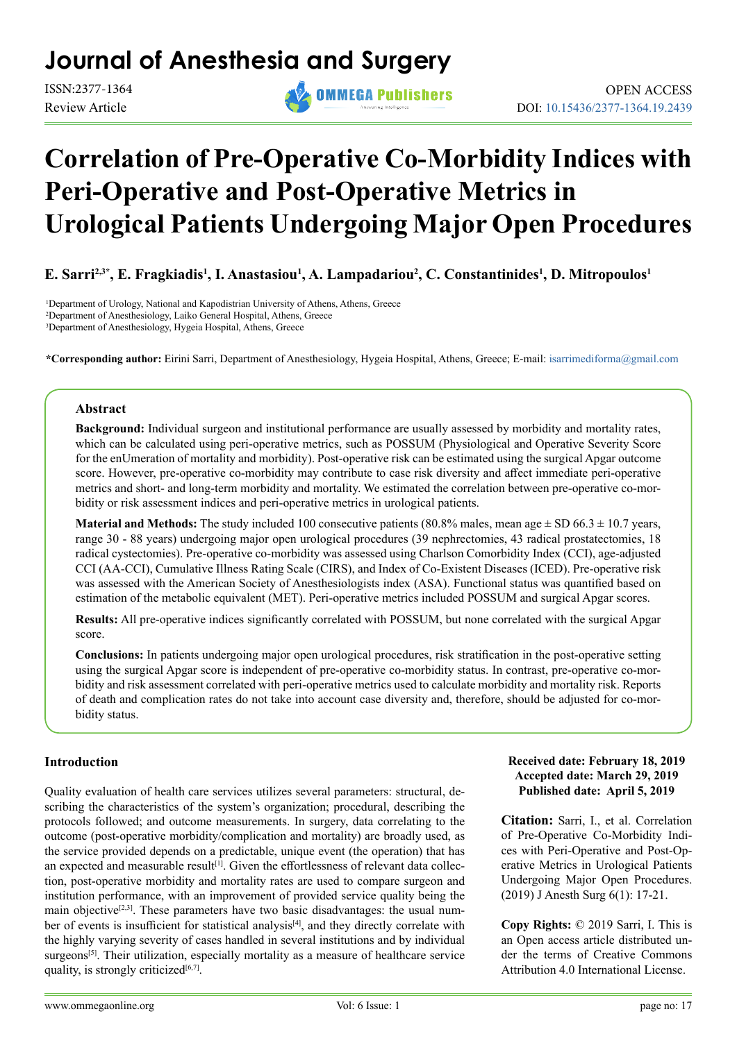Journal of Anesthesia and Surgery

ISSN:2377-1364

Review Article

OPEN ACCESS

DOI: 10.15436/2377-1364.19.2439

# Correlation of Pre-Operative Co-Morbidity Indices with Peri-Operative and Post-Operative Metrics in Urological Patients Undergoing Major Open Procedures

**E. Sarri[2,3*], E. Fragkiadis[1], I. Anastasiou[1], A. Lampadariou[2], C. Constantinides[1], D. Mitropoulos[1]**

[1]Department of Urology, National and Kapodistrian University of Athens, Athens, Greece

[2]Department of Anesthesiology, Laiko General Hospital, Athens, Greece

[3]Department of Anesthesiology, Hygeia Hospital, Athens, Greece

**\*Corresponding author:** Eirini Sarri, Department of Anesthesiology, Hygeia Hospital, Athens, Greece; E-mail: isarrimediforma@gmail.com

## Abstract

**Background:** Individual surgeon and institutional performance are usually assessed by morbidity and mortality rates, which can be calculated using peri-operative metrics, such as POSSUM (Physiological and Operative Severity Score for the enUmeration of mortality and morbidity). Post-operative risk can be estimated using the surgical Apgar outcome score. However, pre-operative co-morbidity may contribute to case risk diversity and affect immediate peri-operative metrics and short- and long-term morbidity and mortality. We estimated the correlation between pre-operative co-morbidity or risk assessment indices and peri-operative metrics in urological patients.

**Material and Methods:** The study included 100 consecutive patients (80.8% males, mean age ± SD 66.3 ± 10.7 years, range 30 - 88 years) undergoing major open urological procedures (39 nephrectomies, 43 radical prostatectomies, 18 radical cystectomies). Pre-operative co-morbidity was assessed using Charlson Comorbidity Index (CCI), age-adjusted CCI (AA-CCI), Cumulative Illness Rating Scale (CIRS), and Index of Co-Existent Diseases (ICED). Pre-operative risk was assessed with the American Society of Anesthesiologists index (ASA). Functional status was quantified based on estimation of the metabolic equivalent (MET). Peri-operative metrics included POSSUM and surgical Apgar scores.

**Results:** All pre-operative indices significantly correlated with POSSUM, but none correlated with the surgical Apgar score.

**Conclusions:** In patients undergoing major open urological procedures, risk stratification in the post-operative setting using the surgical Apgar score is independent of pre-operative co-morbidity status. In contrast, pre-operative co-morbidity and risk assessment correlated with peri-operative metrics used to calculate morbidity and mortality risk. Reports of death and complication rates do not take into account case diversity and, therefore, should be adjusted for co-morbidity status.

## Introduction

Quality evaluation of health care services utilizes several parameters: structural, describing the characteristics of the system's organization; procedural, describing the protocols followed; and outcome measurements. In surgery, data correlating to the outcome (post-operative morbidity/complication and mortality) are broadly used, as the service provided depends on a predictable, unique event (the operation) that has an expected and measurable result[1]. Given the effortlessness of relevant data collection, post-operative morbidity and mortality rates are used to compare surgeon and institution performance, with an improvement of provided service quality being the main objective[2,3]. These parameters have two basic disadvantages: the usual number of events is insufficient for statistical analysis[4], and they directly correlate with the highly varying severity of cases handled in several institutions and by individual surgeons[5]. Their utilization, especially mortality as a measure of healthcare service quality, is strongly criticized[6,7].

**Received date: February 18, 2019**
**Accepted date: March 29, 2019**
**Published date: April 5, 2019**

**Citation:** Sarri, I., et al. Correlation of Pre-Operative Co-Morbidity Indices with Peri-Operative and Post-Operative Metrics in Urological Patients Undergoing Major Open Procedures. (2019) J Anesth Surg 6(1): 17-21.

**Copy Rights:** © 2019 Sarri, I. This is an Open access article distributed under the terms of Creative Commons Attribution 4.0 International License.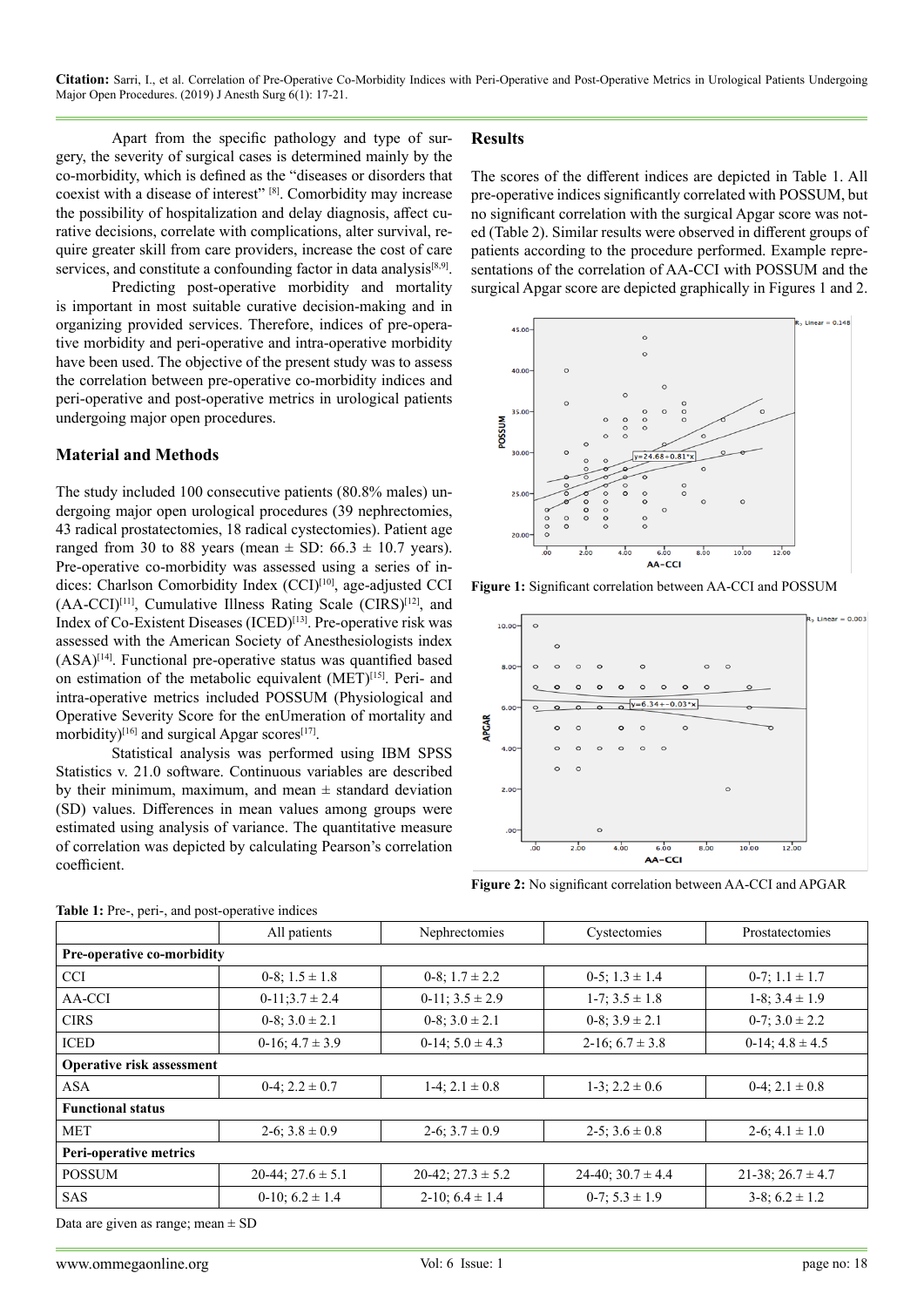Apart from the specific pathology and type of surgery, the severity of surgical cases is determined mainly by the co-morbidity, which is defined as the "diseases or disorders that coexist with a disease of interest" [8]. Comorbidity may increase the possibility of hospitalization and delay diagnosis, affect curative decisions, correlate with complications, alter survival, require greater skill from care providers, increase the cost of care services, and constitute a confounding factor in data analysis[8,9].

Predicting post-operative morbidity and mortality is important in most suitable curative decision-making and in organizing provided services. Therefore, indices of pre-operative morbidity and peri-operative and intra-operative morbidity have been used. The objective of the present study was to assess the correlation between pre-operative co-morbidity indices and peri-operative and post-operative metrics in urological patients undergoing major open procedures.

## Material and Methods

The study included 100 consecutive patients (80.8% males) undergoing major open urological procedures (39 nephrectomies, 43 radical prostatectomies, 18 radical cystectomies). Patient age ranged from 30 to 88 years (mean ± SD: 66.3 ± 10.7 years). Pre-operative co-morbidity was assessed using a series of indices: Charlson Comorbidity Index (CCI)[10], age-adjusted CCI (AA-CCI)[11], Cumulative Illness Rating Scale (CIRS)[12], and Index of Co-Existent Diseases (ICED)[13]. Pre-operative risk was assessed with the American Society of Anesthesiologists index (ASA)[14]. Functional pre-operative status was quantified based on estimation of the metabolic equivalent (MET)[15]. Peri- and intra-operative metrics included POSSUM (Physiological and Operative Severity Score for the enUmeration of mortality and morbidity)[16] and surgical Apgar scores[17].

Statistical analysis was performed using IBM SPSS Statistics v. 21.0 software. Continuous variables are described by their minimum, maximum, and mean ± standard deviation (SD) values. Differences in mean values among groups were estimated using analysis of variance. The quantitative measure of correlation was depicted by calculating Pearson's correlation coefficient.

## Results

The scores of the different indices are depicted in Table 1. All pre-operative indices significantly correlated with POSSUM, but no significant correlation with the surgical Apgar score was noted (Table 2). Similar results were observed in different groups of patients according to the procedure performed. Example representations of the correlation of AA-CCI with POSSUM and the surgical Apgar score are depicted graphically in Figures 1 and 2.

**Figure 1:** Significant correlation between AA-CCI and POSSUM

**Figure 2:** No significant correlation between AA-CCI and APGAR

**Table 1:** Pre-, peri-, and post-operative indices

| | All patients | Nephrectomies | Cystectomies | Prostatectomies |
|---|---|---|---|---|
| **Pre-operative co-morbidity** | | | | |
| CCI | 0-8; 1.5 ± 1.8 | 0-8; 1.7 ± 2.2 | 0-5; 1.3 ± 1.4 | 0-7; 1.1 ± 1.7 |
| AA-CCI | 0-11;3.7 ± 2.4 | 0-11; 3.5 ± 2.9 | 1-7; 3.5 ± 1.8 | 1-8; 3.4 ± 1.9 |
| CIRS | 0-8; 3.0 ± 2.1 | 0-8; 3.0 ± 2.1 | 0-8; 3.9 ± 2.1 | 0-7; 3.0 ± 2.2 |
| ICED | 0-16; 4.7 ± 3.9 | 0-14; 5.0 ± 4.3 | 2-16; 6.7 ± 3.8 | 0-14; 4.8 ± 4.5 |
| **Operative risk assessment** | | | | |
| ASA | 0-4; 2.2 ± 0.7 | 1-4; 2.1 ± 0.8 | 1-3; 2.2 ± 0.6 | 0-4; 2.1 ± 0.8 |
| **Functional status** | | | | |
| MET | 2-6; 3.8 ± 0.9 | 2-6; 3.7 ± 0.9 | 2-5; 3.6 ± 0.8 | 2-6; 4.1 ± 1.0 |
| **Peri-operative metrics** | | | | |
| POSSUM | 20-44; 27.6 ± 5.1 | 20-42; 27.3 ± 5.2 | 24-40; 30.7 ± 4.4 | 21-38; 26.7 ± 4.7 |
| SAS | 0-10; 6.2 ± 1.4 | 2-10; 6.4 ± 1.4 | 0-7; 5.3 ± 1.9 | 3-8; 6.2 ± 1.2 |

Data are given as range; mean ± SD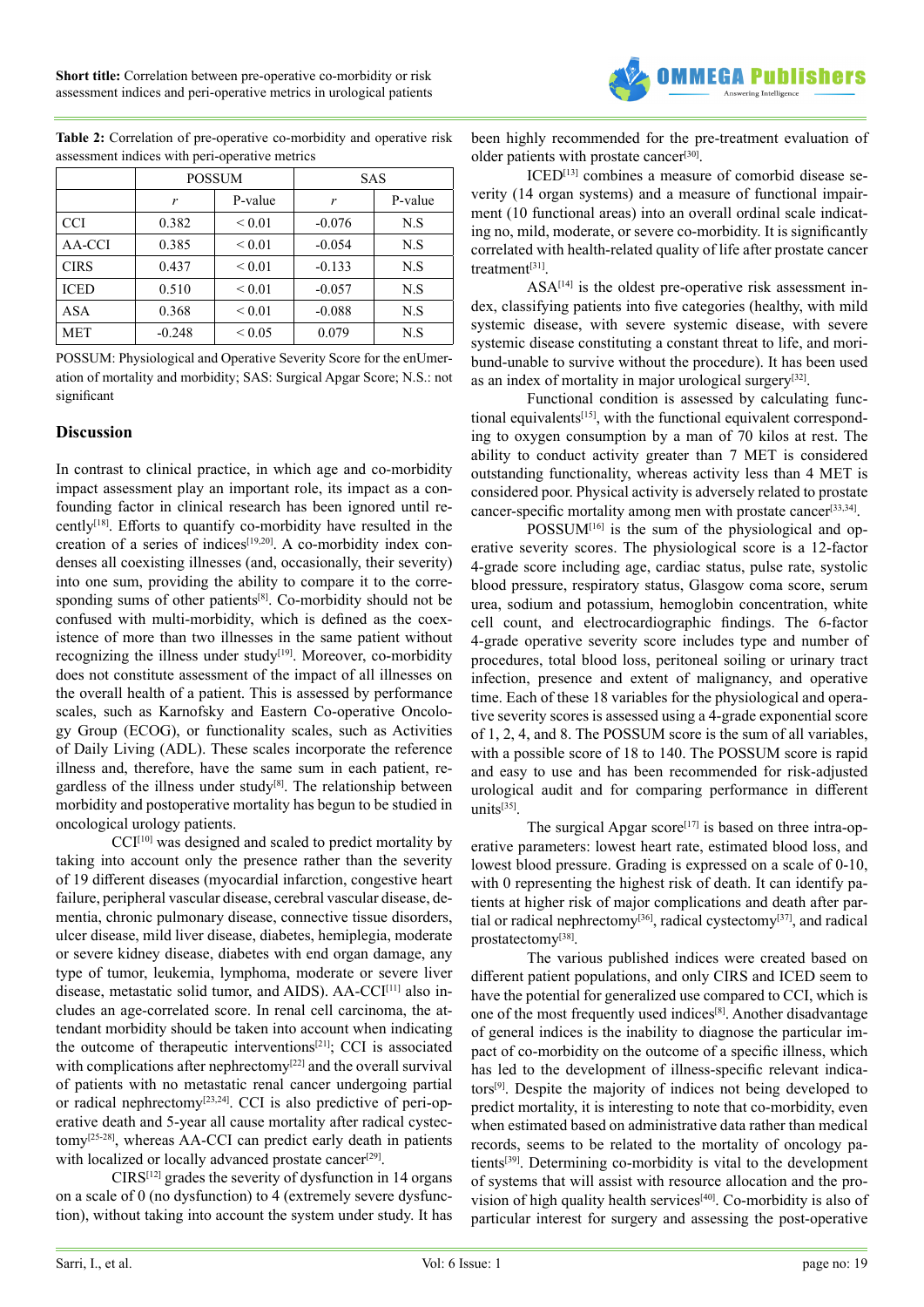**Table 2:** Correlation of pre-operative co-morbidity and operative risk assessment indices with peri-operative metrics

| | POSSUM | | SAS | |
|---|---|---|---|---|
| | *r* | P-value | *r* | P-value |
| CCI | 0.382 | < 0.01 | -0.076 | N.S |
| AA-CCI | 0.385 | < 0.01 | -0.054 | N.S |
| CIRS | 0.437 | < 0.01 | -0.133 | N.S |
| ICED | 0.510 | < 0.01 | -0.057 | N.S |
| ASA | 0.368 | < 0.01 | -0.088 | N.S |
| MET | -0.248 | < 0.05 | 0.079 | N.S |

POSSUM: Physiological and Operative Severity Score for the enUmeration of mortality and morbidity; SAS: Surgical Apgar Score; N.S.: not significant

## Discussion

In contrast to clinical practice, in which age and co-morbidity impact assessment play an important role, its impact as a confounding factor in clinical research has been ignored until recently[18]. Efforts to quantify co-morbidity have resulted in the creation of a series of indices[19,20]. A co-morbidity index condenses all coexisting illnesses (and, occasionally, their severity) into one sum, providing the ability to compare it to the corresponding sums of other patients[8]. Co-morbidity should not be confused with multi-morbidity, which is defined as the coexistence of more than two illnesses in the same patient without recognizing the illness under study[19]. Moreover, co-morbidity does not constitute assessment of the impact of all illnesses on the overall health of a patient. This is assessed by performance scales, such as Karnofsky and Eastern Co-operative Oncology Group (ECOG), or functionality scales, such as Activities of Daily Living (ADL). These scales incorporate the reference illness and, therefore, have the same sum in each patient, regardless of the illness under study[8]. The relationship between morbidity and postoperative mortality has begun to be studied in oncological urology patients.

CCI[10] was designed and scaled to predict mortality by taking into account only the presence rather than the severity of 19 different diseases (myocardial infarction, congestive heart failure, peripheral vascular disease, cerebral vascular disease, dementia, chronic pulmonary disease, connective tissue disorders, ulcer disease, mild liver disease, diabetes, hemiplegia, moderate or severe kidney disease, diabetes with end organ damage, any type of tumor, leukemia, lymphoma, moderate or severe liver disease, metastatic solid tumor, and AIDS). AA-CCI[11] also includes an age-correlated score. In renal cell carcinoma, the attendant morbidity should be taken into account when indicating the outcome of therapeutic interventions[21]; CCI is associated with complications after nephrectomy[22] and the overall survival of patients with no metastatic renal cancer undergoing partial or radical nephrectomy[23,24]. CCI is also predictive of peri-operative death and 5-year all cause mortality after radical cystectomy[25-28], whereas AA-CCI can predict early death in patients with localized or locally advanced prostate cancer[29].

CIRS[12] grades the severity of dysfunction in 14 organs on a scale of 0 (no dysfunction) to 4 (extremely severe dysfunction), without taking into account the system under study. It has been highly recommended for the pre-treatment evaluation of older patients with prostate cancer[30].

ICED[13] combines a measure of comorbid disease severity (14 organ systems) and a measure of functional impairment (10 functional areas) into an overall ordinal scale indicating no, mild, moderate, or severe co-morbidity. It is significantly correlated with health-related quality of life after prostate cancer treatment[31].

ASA[14] is the oldest pre-operative risk assessment index, classifying patients into five categories (healthy, with mild systemic disease, with severe systemic disease, with severe systemic disease constituting a constant threat to life, and moribund-unable to survive without the procedure). It has been used as an index of mortality in major urological surgery[32].

Functional condition is assessed by calculating functional equivalents[15], with the functional equivalent corresponding to oxygen consumption by a man of 70 kilos at rest. The ability to conduct activity greater than 7 MET is considered outstanding functionality, whereas activity less than 4 MET is considered poor. Physical activity is adversely related to prostate cancer-specific mortality among men with prostate cancer[33,34].

POSSUM[16] is the sum of the physiological and operative severity scores. The physiological score is a 12-factor 4-grade score including age, cardiac status, pulse rate, systolic blood pressure, respiratory status, Glasgow coma score, serum urea, sodium and potassium, hemoglobin concentration, white cell count, and electrocardiographic findings. The 6-factor 4-grade operative severity score includes type and number of procedures, total blood loss, peritoneal soiling or urinary tract infection, presence and extent of malignancy, and operative time. Each of these 18 variables for the physiological and operative severity scores is assessed using a 4-grade exponential score of 1, 2, 4, and 8. The POSSUM score is the sum of all variables, with a possible score of 18 to 140. The POSSUM score is rapid and easy to use and has been recommended for risk-adjusted urological audit and for comparing performance in different units[35].

The surgical Apgar score[17] is based on three intra-operative parameters: lowest heart rate, estimated blood loss, and lowest blood pressure. Grading is expressed on a scale of 0-10, with 0 representing the highest risk of death. It can identify patients at higher risk of major complications and death after partial or radical nephrectomy[36], radical cystectomy[37], and radical prostatectomy[38].

The various published indices were created based on different patient populations, and only CIRS and ICED seem to have the potential for generalized use compared to CCI, which is one of the most frequently used indices[8]. Another disadvantage of general indices is the inability to diagnose the particular impact of co-morbidity on the outcome of a specific illness, which has led to the development of illness-specific relevant indicators[9]. Despite the majority of indices not being developed to predict mortality, it is interesting to note that co-morbidity, even when estimated based on administrative data rather than medical records, seems to be related to the mortality of oncology patients[39]. Determining co-morbidity is vital to the development of systems that will assist with resource allocation and the provision of high quality health services[40]. Co-morbidity is also of particular interest for surgery and assessing the post-operative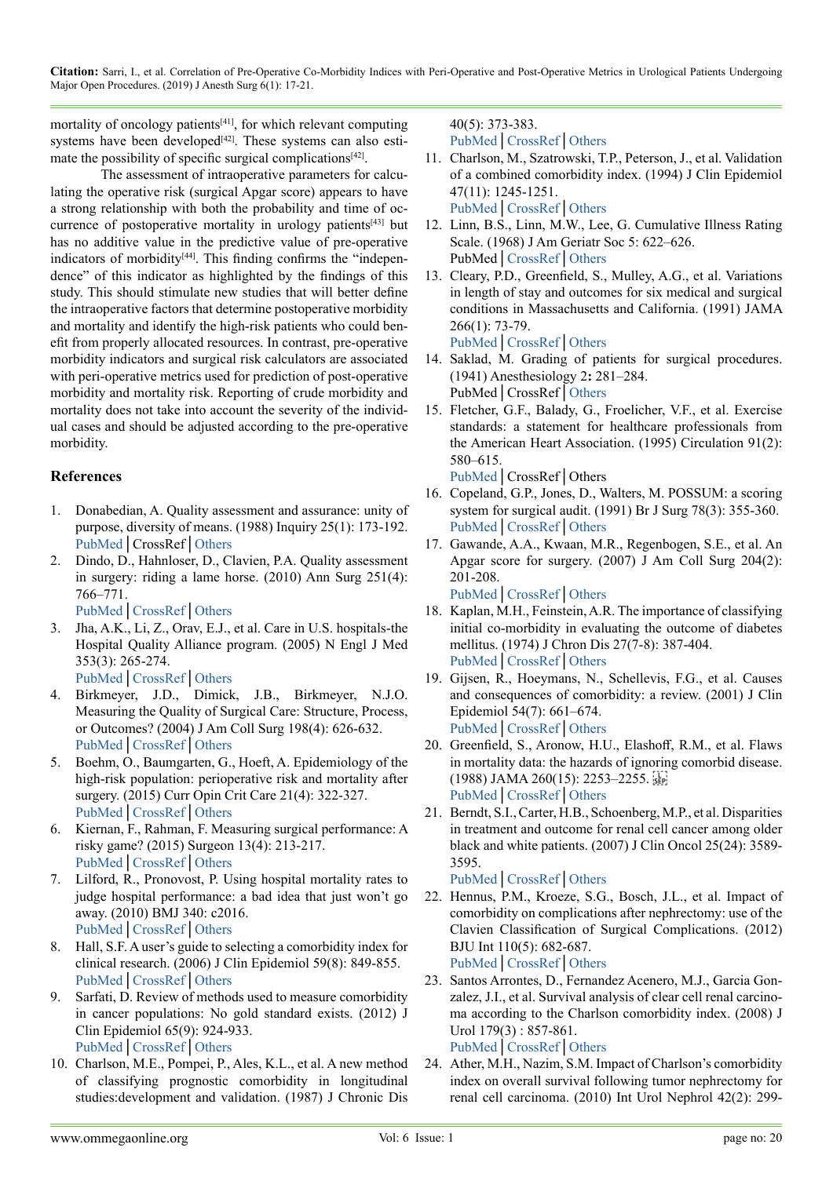mortality of oncology patients[41], for which relevant computing systems have been developed[42]. These systems can also estimate the possibility of specific surgical complications[42].

The assessment of intraoperative parameters for calculating the operative risk (surgical Apgar score) appears to have a strong relationship with both the probability and time of occurrence of postoperative mortality in urology patients[43] but has no additive value in the predictive value of pre-operative indicators of morbidity[44]. This finding confirms the "independence" of this indicator as highlighted by the findings of this study. This should stimulate new studies that will better define the intraoperative factors that determine postoperative morbidity and mortality and identify the high-risk patients who could benefit from properly allocated resources. In contrast, pre-operative morbidity indicators and surgical risk calculators are associated with peri-operative metrics used for prediction of post-operative morbidity and mortality risk. Reporting of crude morbidity and mortality does not take into account the severity of the individual cases and should be adjusted according to the pre-operative morbidity.

## References

1. Donabedian, A. Quality assessment and assurance: unity of purpose, diversity of means. (1988) Inquiry 25(1): 173-192.
PubMed | CrossRef | Others
2. Dindo, D., Hahnloser, D., Clavien, P.A. Quality assessment in surgery: riding a lame horse. (2010) Ann Surg 251(4): 766–771.
PubMed | CrossRef | Others
3. Jha, A.K., Li, Z., Orav, E.J., et al. Care in U.S. hospitals-the Hospital Quality Alliance program. (2005) N Engl J Med 353(3): 265-274.
PubMed | CrossRef | Others
4. Birkmeyer, J.D., Dimick, J.B., Birkmeyer, N.J.O. Measuring the Quality of Surgical Care: Structure, Process, or Outcomes? (2004) J Am Coll Surg 198(4): 626-632.
PubMed | CrossRef | Others
5. Boehm, O., Baumgarten, G., Hoeft, A. Epidemiology of the high-risk population: perioperative risk and mortality after surgery. (2015) Curr Opin Crit Care 21(4): 322-327.
PubMed | CrossRef | Others
6. Kiernan, F., Rahman, F. Measuring surgical performance: A risky game? (2015) Surgeon 13(4): 213-217.
PubMed | CrossRef | Others
7. Lilford, R., Pronovost, P. Using hospital mortality rates to judge hospital performance: a bad idea that just won't go away. (2010) BMJ 340: c2016.
PubMed | CrossRef | Others
8. Hall, S.F. A user's guide to selecting a comorbidity index for clinical research. (2006) J Clin Epidemiol 59(8): 849-855.
PubMed | CrossRef | Others
9. Sarfati, D. Review of methods used to measure comorbidity in cancer populations: No gold standard exists. (2012) J Clin Epidemiol 65(9): 924-933.
PubMed | CrossRef | Others
10. Charlson, M.E., Pompei, P., Ales, K.L., et al. A new method of classifying prognostic comorbidity in longitudinal studies:development and validation. (1987) J Chronic Dis 40(5): 373-383.
PubMed | CrossRef | Others
11. Charlson, M., Szatrowski, T.P., Peterson, J., et al. Validation of a combined comorbidity index. (1994) J Clin Epidemiol 47(11): 1245-1251.
PubMed | CrossRef | Others
12. Linn, B.S., Linn, M.W., Lee, G. Cumulative Illness Rating Scale. (1968) J Am Geriatr Soc 5: 622–626.
PubMed | CrossRef | Others
13. Cleary, P.D., Greenfield, S., Mulley, A.G., et al. Variations in length of stay and outcomes for six medical and surgical conditions in Massachusetts and California. (1991) JAMA 266(1): 73-79.
PubMed | CrossRef | Others
14. Saklad, M. Grading of patients for surgical procedures. (1941) Anesthesiology 2: 281–284.
PubMed | CrossRef | Others
15. Fletcher, G.F., Balady, G., Froelicher, V.F., et al. Exercise standards: a statement for healthcare professionals from the American Heart Association. (1995) Circulation 91(2): 580–615.
PubMed | CrossRef | Others
16. Copeland, G.P., Jones, D., Walters, M. POSSUM: a scoring system for surgical audit. (1991) Br J Surg 78(3): 355-360.
PubMed | CrossRef | Others
17. Gawande, A.A., Kwaan, M.R., Regenbogen, S.E., et al. An Apgar score for surgery. (2007) J Am Coll Surg 204(2): 201-208.
PubMed | CrossRef | Others
18. Kaplan, M.H., Feinstein, A.R. The importance of classifying initial co-morbidity in evaluating the outcome of diabetes mellitus. (1974) J Chron Dis 27(7-8): 387-404.
PubMed | CrossRef | Others
19. Gijsen, R., Hoeymans, N., Schellevis, F.G., et al. Causes and consequences of comorbidity: a review. (2001) J Clin Epidemiol 54(7): 661–674.
PubMed | CrossRef | Others
20. Greenfield, S., Aronow, H.U., Elashoff, R.M., et al. Flaws in mortality data: the hazards of ignoring comorbid disease. (1988) JAMA 260(15): 2253–2255.
PubMed | CrossRef | Others
21. Berndt, S.I., Carter, H.B., Schoenberg, M.P., et al. Disparities in treatment and outcome for renal cell cancer among older black and white patients. (2007) J Clin Oncol 25(24): 3589-3595.
PubMed | CrossRef | Others
22. Hennus, P.M., Kroeze, S.G., Bosch, J.L., et al. Impact of comorbidity on complications after nephrectomy: use of the Clavien Classification of Surgical Complications. (2012) BJU Int 110(5): 682-687.
PubMed | CrossRef | Others
23. Santos Arrontes, D., Fernandez Acenero, M.J., Garcia Gonzalez, J.I., et al. Survival analysis of clear cell renal carcinoma according to the Charlson comorbidity index. (2008) J Urol 179(3) : 857-861.
PubMed | CrossRef | Others
24. Ather, M.H., Nazim, S.M. Impact of Charlson's comorbidity index on overall survival following tumor nephrectomy for renal cell carcinoma. (2010) Int Urol Nephrol 42(2): 299-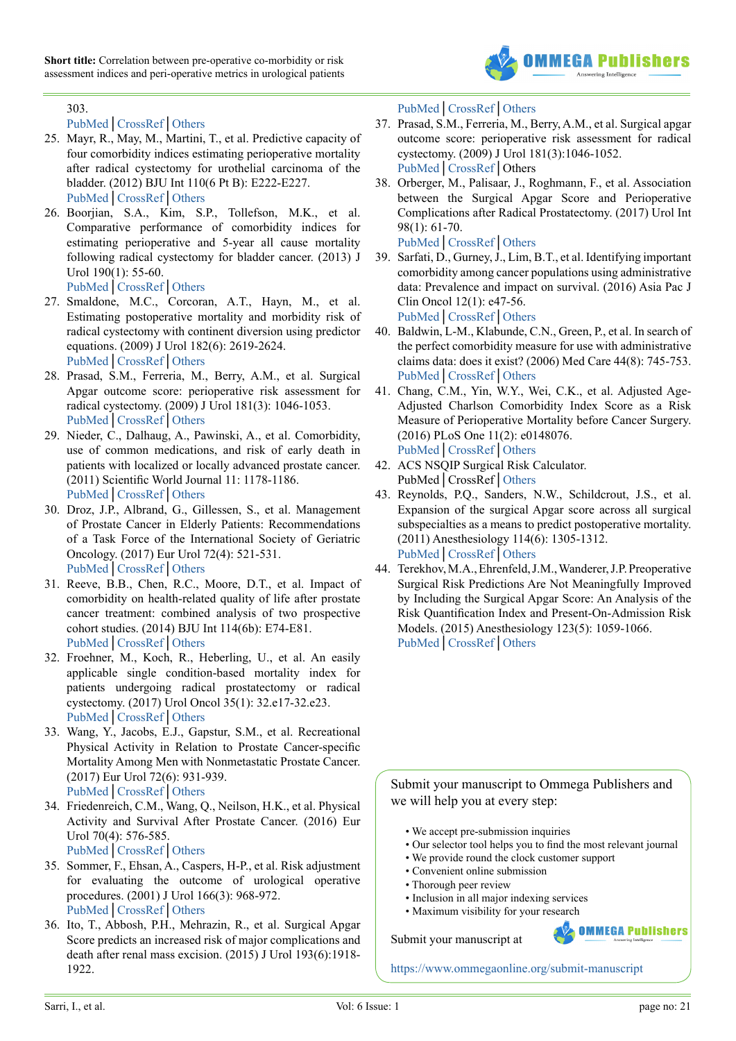303.
PubMed | CrossRef | Others

25. Mayr, R., May, M., Martini, T., et al. Predictive capacity of four comorbidity indices estimating perioperative mortality after radical cystectomy for urothelial carcinoma of the bladder. (2012) BJU Int 110(6 Pt B): E222-E227.
PubMed | CrossRef | Others
26. Boorjian, S.A., Kim, S.P., Tollefson, M.K., et al. Comparative performance of comorbidity indices for estimating perioperative and 5-year all cause mortality following radical cystectomy for bladder cancer. (2013) J Urol 190(1): 55-60.
PubMed | CrossRef | Others
27. Smaldone, M.C., Corcoran, A.T., Hayn, M., et al. Estimating postoperative mortality and morbidity risk of radical cystectomy with continent diversion using predictor equations. (2009) J Urol 182(6): 2619-2624.
PubMed | CrossRef | Others
28. Prasad, S.M., Ferreria, M., Berry, A.M., et al. Surgical Apgar outcome score: perioperative risk assessment for radical cystectomy. (2009) J Urol 181(3): 1046-1053.
PubMed | CrossRef | Others
29. Nieder, C., Dalhaug, A., Pawinski, A., et al. Comorbidity, use of common medications, and risk of early death in patients with localized or locally advanced prostate cancer. (2011) Scientific World Journal 11: 1178-1186.
PubMed | CrossRef | Others
30. Droz, J.P., Albrand, G., Gillessen, S., et al. Management of Prostate Cancer in Elderly Patients: Recommendations of a Task Force of the International Society of Geriatric Oncology. (2017) Eur Urol 72(4): 521-531.
PubMed | CrossRef | Others
31. Reeve, B.B., Chen, R.C., Moore, D.T., et al. Impact of comorbidity on health-related quality of life after prostate cancer treatment: combined analysis of two prospective cohort studies. (2014) BJU Int 114(6b): E74-E81.
PubMed | CrossRef | Others
32. Froehner, M., Koch, R., Heberling, U., et al. An easily applicable single condition-based mortality index for patients undergoing radical prostatectomy or radical cystectomy. (2017) Urol Oncol 35(1): 32.e17-32.e23.
PubMed | CrossRef | Others
33. Wang, Y., Jacobs, E.J., Gapstur, S.M., et al. Recreational Physical Activity in Relation to Prostate Cancer-specific Mortality Among Men with Nonmetastatic Prostate Cancer. (2017) Eur Urol 72(6): 931-939.
PubMed | CrossRef | Others
34. Friedenreich, C.M., Wang, Q., Neilson, H.K., et al. Physical Activity and Survival After Prostate Cancer. (2016) Eur Urol 70(4): 576-585.
PubMed | CrossRef | Others
35. Sommer, F., Ehsan, A., Caspers, H-P., et al. Risk adjustment for evaluating the outcome of urological operative procedures. (2001) J Urol 166(3): 968-972.
PubMed | CrossRef | Others
36. Ito, T., Abbosh, P.H., Mehrazin, R., et al. Surgical Apgar Score predicts an increased risk of major complications and death after renal mass excision. (2015) J Urol 193(6):1918-1922.
PubMed | CrossRef | Others
37. Prasad, S.M., Ferreria, M., Berry, A.M., et al. Surgical apgar outcome score: perioperative risk assessment for radical cystectomy. (2009) J Urol 181(3):1046-1052.
PubMed | CrossRef | Others
38. Orberger, M., Palisaar, J., Roghmann, F., et al. Association between the Surgical Apgar Score and Perioperative Complications after Radical Prostatectomy. (2017) Urol Int 98(1): 61-70.
PubMed | CrossRef | Others
39. Sarfati, D., Gurney, J., Lim, B.T., et al. Identifying important comorbidity among cancer populations using administrative data: Prevalence and impact on survival. (2016) Asia Pac J Clin Oncol 12(1): e47-56.
PubMed | CrossRef | Others
40. Baldwin, L-M., Klabunde, C.N., Green, P., et al. In search of the perfect comorbidity measure for use with administrative claims data: does it exist? (2006) Med Care 44(8): 745-753.
PubMed | CrossRef | Others
41. Chang, C.M., Yin, W.Y., Wei, C.K., et al. Adjusted Age-Adjusted Charlson Comorbidity Index Score as a Risk Measure of Perioperative Mortality before Cancer Surgery. (2016) PLoS One 11(2): e0148076.
PubMed | CrossRef | Others
42. ACS NSQIP Surgical Risk Calculator.
PubMed | CrossRef | Others
43. Reynolds, P.Q., Sanders, N.W., Schildcrout, J.S., et al. Expansion of the surgical Apgar score across all surgical subspecialties as a means to predict postoperative mortality. (2011) Anesthesiology 114(6): 1305-1312.
PubMed | CrossRef | Others
44. Terekhov, M.A., Ehrenfeld, J.M., Wanderer, J.P. Preoperative Surgical Risk Predictions Are Not Meaningfully Improved by Including the Surgical Apgar Score: An Analysis of the Risk Quantification Index and Present-On-Admission Risk Models. (2015) Anesthesiology 123(5): 1059-1066.
PubMed | CrossRef | Others

Submit your manuscript to Ommega Publishers and we will help you at every step:

- We accept pre-submission inquiries
- Our selector tool helps you to find the most relevant journal
- We provide round the clock customer support
- Convenient online submission
- Thorough peer review
- Inclusion in all major indexing services
- Maximum visibility for your research

Submit your manuscript at

https://www.ommegaonline.org/submit-manuscript